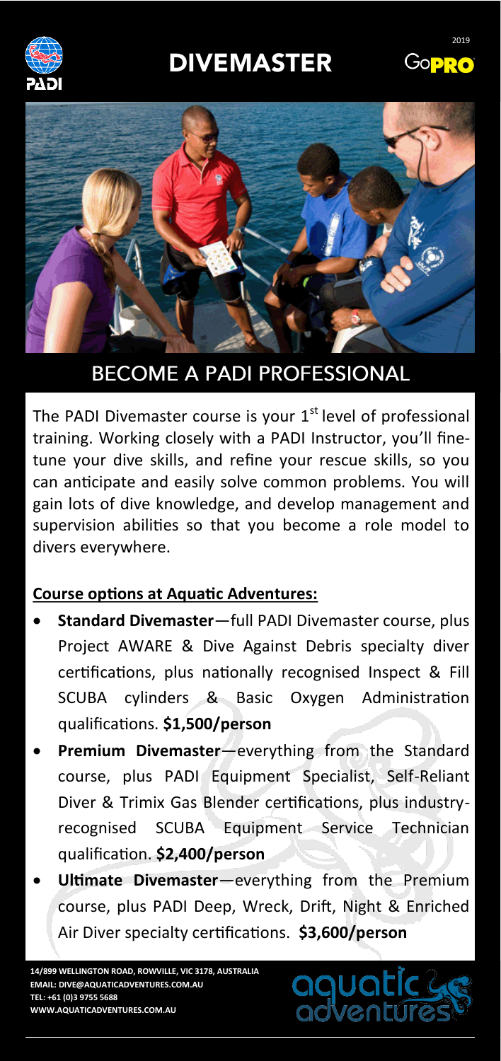# DIVEMASTER

2019

## BECOME A PADI PROFESSIONAL

The PADI Divemaster course is your 1st level of professional training. Working closely with a PADI Instructor, you'll fine-tune your dive skills, and refine your rescue skills, so you can anticipate and easily solve common problems. You will gain lots of dive knowledge, and develop management and supervision abilities so that you become a role model to divers everywhere.

**Course options at Aquatic Adventures:**

- **Standard Divemaster**—full PADI Divemaster course, plus Project AWARE & Dive Against Debris specialty diver certifications, plus nationally recognised Inspect & Fill SCUBA cylinders & Basic Oxygen Administration qualifications. **$1,500/person**
- **Premium Divemaster**—everything from the Standard course, plus PADI Equipment Specialist, Self-Reliant Diver & Trimix Gas Blender certifications, plus industry-recognised SCUBA Equipment Service Technician qualification. **$2,400/person**
- **Ultimate Divemaster**—everything from the Premium course, plus PADI Deep, Wreck, Drift, Night & Enriched Air Diver specialty certifications. **$3,600/person**

14/899 WELLINGTON ROAD, ROWVILLE, VIC 3178, AUSTRALIA
EMAIL: DIVE@AQUATICADVENTURES.COM.AU
TEL: +61 (0)3 9755 5688
WWW.AQUATICADVENTURES.COM.AU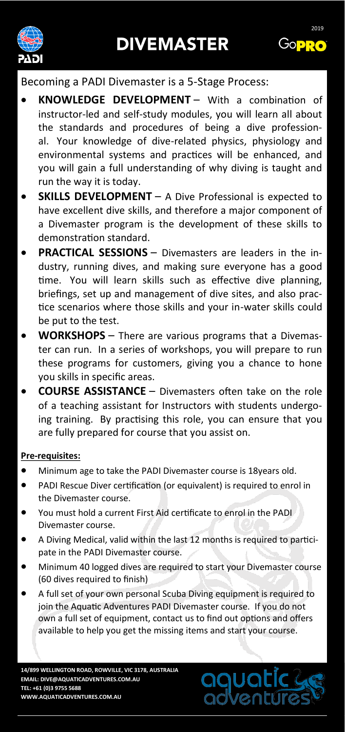# DIVEMASTER

2019

Becoming a PADI Divemaster is a 5-Stage Process:

- **KNOWLEDGE DEVELOPMENT** – With a combination of instructor-led and self-study modules, you will learn all about the standards and procedures of being a dive professional. Your knowledge of dive-related physics, physiology and environmental systems and practices will be enhanced, and you will gain a full understanding of why diving is taught and run the way it is today.
- **SKILLS DEVELOPMENT** – A Dive Professional is expected to have excellent dive skills, and therefore a major component of a Divemaster program is the development of these skills to demonstration standard.
- **PRACTICAL SESSIONS** – Divemasters are leaders in the industry, running dives, and making sure everyone has a good time. You will learn skills such as effective dive planning, briefings, set up and management of dive sites, and also practice scenarios where those skills and your in-water skills could be put to the test.
- **WORKSHOPS** – There are various programs that a Divemaster can run. In a series of workshops, you will prepare to run these programs for customers, giving you a chance to hone you skills in specific areas.
- **COURSE ASSISTANCE** – Divemasters often take on the role of a teaching assistant for Instructors with students undergoing training. By practising this role, you can ensure that you are fully prepared for course that you assist on.

**Pre-requisites:**

- Minimum age to take the PADI Divemaster course is 18years old.
- PADI Rescue Diver certification (or equivalent) is required to enrol in the Divemaster course.
- You must hold a current First Aid certificate to enrol in the PADI Divemaster course.
- A Diving Medical, valid within the last 12 months is required to participate in the PADI Divemaster course.
- Minimum 40 logged dives are required to start your Divemaster course (60 dives required to finish)
- A full set of your own personal Scuba Diving equipment is required to join the Aquatic Adventures PADI Divemaster course. If you do not own a full set of equipment, contact us to find out options and offers available to help you get the missing items and start your course.

**14/899 WELLINGTON ROAD, ROWVILLE, VIC 3178, AUSTRALIA**
**EMAIL: DIVE@AQUATICADVENTURES.COM.AU**
**TEL: +61 (0)3 9755 5688**
**WWW.AQUATICADVENTURES.COM.AU**